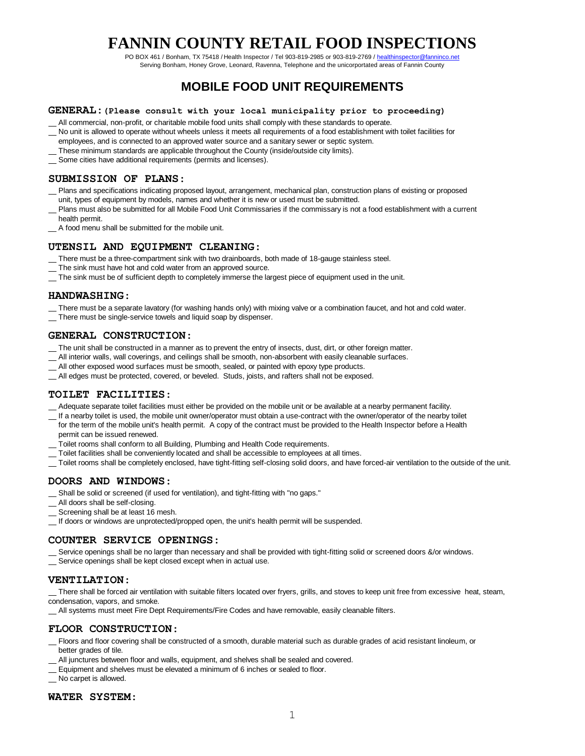# FANNIN COUNTY RETAIL FOOD INSPECTIONS

PO BOX 461 / Bonham, TX 75418 / Health Inspector / Tel 903-819-2985 or 903-819-2769 / healthinspector@fanninco.net
Serving Bonham, Honey Grove, Leonard, Ravenna, Telephone and the unicorportated areas of Fannin County

## MOBILE FOOD UNIT REQUIREMENTS

### GENERAL: (Please consult with your local municipality prior to proceeding)

__ All commercial, non-profit, or charitable mobile food units shall comply with these standards to operate.
__ No unit is allowed to operate without wheels unless it meets all requirements of a food establishment with toilet facilities for employees, and is connected to an approved water source and a sanitary sewer or septic system.
__ These minimum standards are applicable throughout the County (inside/outside city limits).
__ Some cities have additional requirements (permits and licenses).

### SUBMISSION OF PLANS:

__ Plans and specifications indicating proposed layout, arrangement, mechanical plan, construction plans of existing or proposed unit, types of equipment by models, names and whether it is new or used must be submitted.
__ Plans must also be submitted for all Mobile Food Unit Commissaries if the commissary is not a food establishment with a current health permit.
__ A food menu shall be submitted for the mobile unit.

### UTENSIL AND EQUIPMENT CLEANING:

__ There must be a three-compartment sink with two drainboards, both made of 18-gauge stainless steel.
__ The sink must have hot and cold water from an approved source.
__ The sink must be of sufficient depth to completely immerse the largest piece of equipment used in the unit.

### HANDWASHING:

__ There must be a separate lavatory (for washing hands only) with mixing valve or a combination faucet, and hot and cold water.
__ There must be single-service towels and liquid soap by dispenser.

### GENERAL CONSTRUCTION:

__ The unit shall be constructed in a manner as to prevent the entry of insects, dust, dirt, or other foreign matter.
__ All interior walls, wall coverings, and ceilings shall be smooth, non-absorbent with easily cleanable surfaces.
__ All other exposed wood surfaces must be smooth, sealed, or painted with epoxy type products.
__ All edges must be protected, covered, or beveled. Studs, joists, and rafters shall not be exposed.

### TOILET FACILITIES:

__ Adequate separate toilet facilities must either be provided on the mobile unit or be available at a nearby permanent facility.
__ If a nearby toilet is used, the mobile unit owner/operator must obtain a use-contract with the owner/operator of the nearby toilet for the term of the mobile unit's health permit. A copy of the contract must be provided to the Health Inspector before a Health permit can be issued renewed.
__ Toilet rooms shall conform to all Building, Plumbing and Health Code requirements.
__ Toilet facilities shall be conveniently located and shall be accessible to employees at all times.
__ Toilet rooms shall be completely enclosed, have tight-fitting self-closing solid doors, and have forced-air ventilation to the outside of the unit.

### DOORS AND WINDOWS:

__ Shall be solid or screened (if used for ventilation), and tight-fitting with "no gaps."
__ All doors shall be self-closing.
__ Screening shall be at least 16 mesh.
__ If doors or windows are unprotected/propped open, the unit's health permit will be suspended.

### COUNTER SERVICE OPENINGS:

__ Service openings shall be no larger than necessary and shall be provided with tight-fitting solid or screened doors &/or windows.
__ Service openings shall be kept closed except when in actual use.

### VENTILATION:

__ There shall be forced air ventilation with suitable filters located over fryers, grills, and stoves to keep unit free from excessive heat, steam, condensation, vapors, and smoke.
__ All systems must meet Fire Dept Requirements/Fire Codes and have removable, easily cleanable filters.

### FLOOR CONSTRUCTION:

__ Floors and floor covering shall be constructed of a smooth, durable material such as durable grades of acid resistant linoleum, or better grades of tile.
__ All junctures between floor and walls, equipment, and shelves shall be sealed and covered.
__ Equipment and shelves must be elevated a minimum of 6 inches or sealed to floor.
__ No carpet is allowed.

### WATER SYSTEM: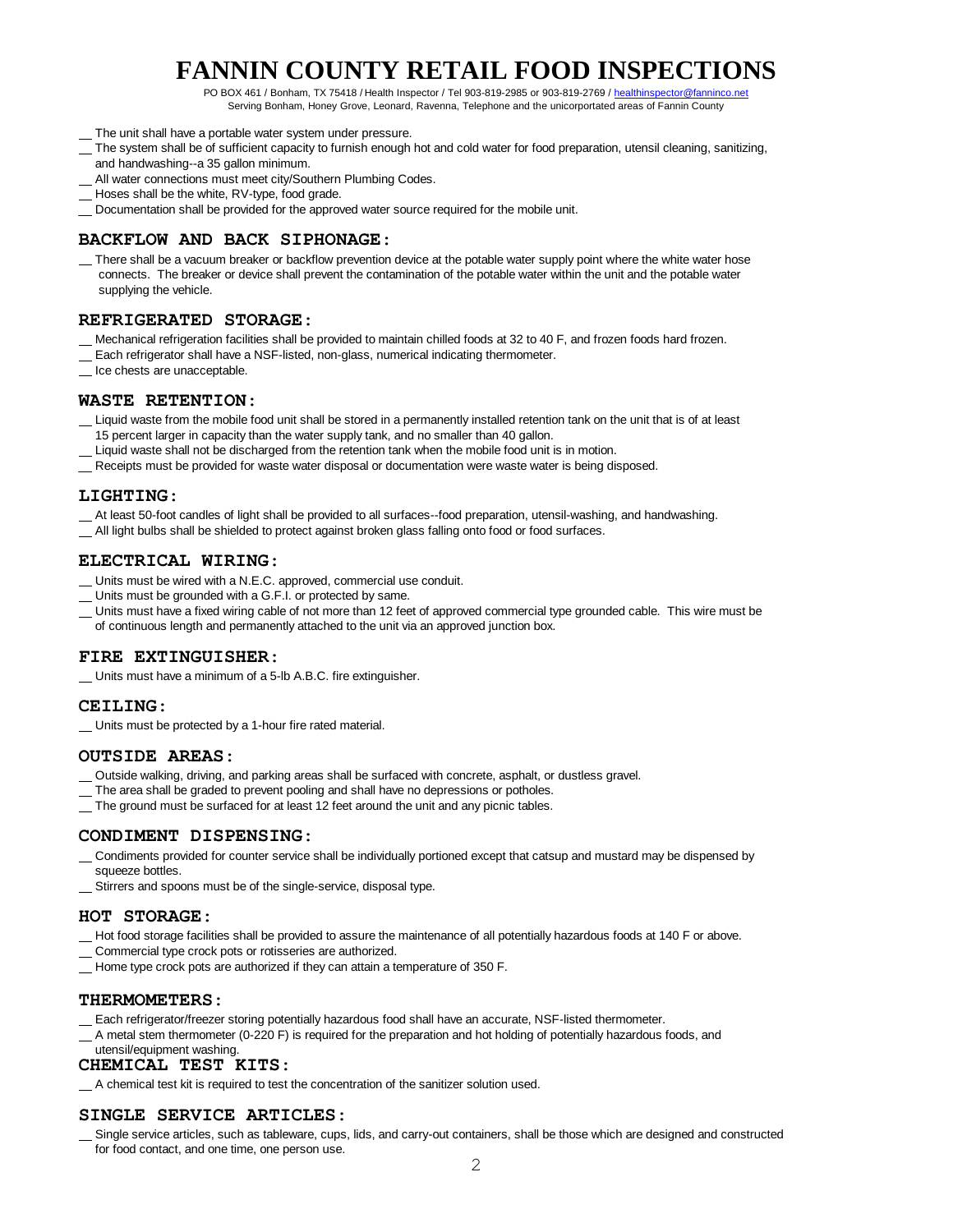# FANNIN COUNTY RETAIL FOOD INSPECTIONS

PO BOX 461 / Bonham, TX 75418 / Health Inspector / Tel 903-819-2985 or 903-819-2769 / healthinspector@fanninco.net
Serving Bonham, Honey Grove, Leonard, Ravenna, Telephone and the unicorportated areas of Fannin County

__ The unit shall have a portable water system under pressure.
__ The system shall be of sufficient capacity to furnish enough hot and cold water for food preparation, utensil cleaning, sanitizing, and handwashing--a 35 gallon minimum.
__ All water connections must meet city/Southern Plumbing Codes.
__ Hoses shall be the white, RV-type, food grade.
__ Documentation shall be provided for the approved water source required for the mobile unit.

## BACKFLOW AND BACK SIPHONAGE:

__ There shall be a vacuum breaker or backflow prevention device at the potable water supply point where the white water hose connects. The breaker or device shall prevent the contamination of the potable water within the unit and the potable water supplying the vehicle.

## REFRIGERATED STORAGE:

__ Mechanical refrigeration facilities shall be provided to maintain chilled foods at 32 to 40 F, and frozen foods hard frozen.
__ Each refrigerator shall have a NSF-listed, non-glass, numerical indicating thermometer.
__ Ice chests are unacceptable.

## WASTE RETENTION:

__ Liquid waste from the mobile food unit shall be stored in a permanently installed retention tank on the unit that is of at least 15 percent larger in capacity than the water supply tank, and no smaller than 40 gallon.
__ Liquid waste shall not be discharged from the retention tank when the mobile food unit is in motion.
__ Receipts must be provided for waste water disposal or documentation were waste water is being disposed.

## LIGHTING:

__ At least 50-foot candles of light shall be provided to all surfaces--food preparation, utensil-washing, and handwashing.
__ All light bulbs shall be shielded to protect against broken glass falling onto food or food surfaces.

## ELECTRICAL WIRING:

__ Units must be wired with a N.E.C. approved, commercial use conduit.
__ Units must be grounded with a G.F.I. or protected by same.
__ Units must have a fixed wiring cable of not more than 12 feet of approved commercial type grounded cable. This wire must be of continuous length and permanently attached to the unit via an approved junction box.

## FIRE EXTINGUISHER:

__ Units must have a minimum of a 5-lb A.B.C. fire extinguisher.

## CEILING:

__ Units must be protected by a 1-hour fire rated material.

## OUTSIDE AREAS:

__ Outside walking, driving, and parking areas shall be surfaced with concrete, asphalt, or dustless gravel.
__ The area shall be graded to prevent pooling and shall have no depressions or potholes.
__ The ground must be surfaced for at least 12 feet around the unit and any picnic tables.

## CONDIMENT DISPENSING:

__ Condiments provided for counter service shall be individually portioned except that catsup and mustard may be dispensed by squeeze bottles.
__ Stirrers and spoons must be of the single-service, disposal type.

## HOT STORAGE:

__ Hot food storage facilities shall be provided to assure the maintenance of all potentially hazardous foods at 140 F or above.
__ Commercial type crock pots or rotisseries are authorized.
__ Home type crock pots are authorized if they can attain a temperature of 350 F.

## THERMOMETERS:

__ Each refrigerator/freezer storing potentially hazardous food shall have an accurate, NSF-listed thermometer.
__ A metal stem thermometer (0-220 F) is required for the preparation and hot holding of potentially hazardous foods, and utensil/equipment washing.

## CHEMICAL TEST KITS:

__ A chemical test kit is required to test the concentration of the sanitizer solution used.

## SINGLE SERVICE ARTICLES:

__ Single service articles, such as tableware, cups, lids, and carry-out containers, shall be those which are designed and constructed for food contact, and one time, one person use.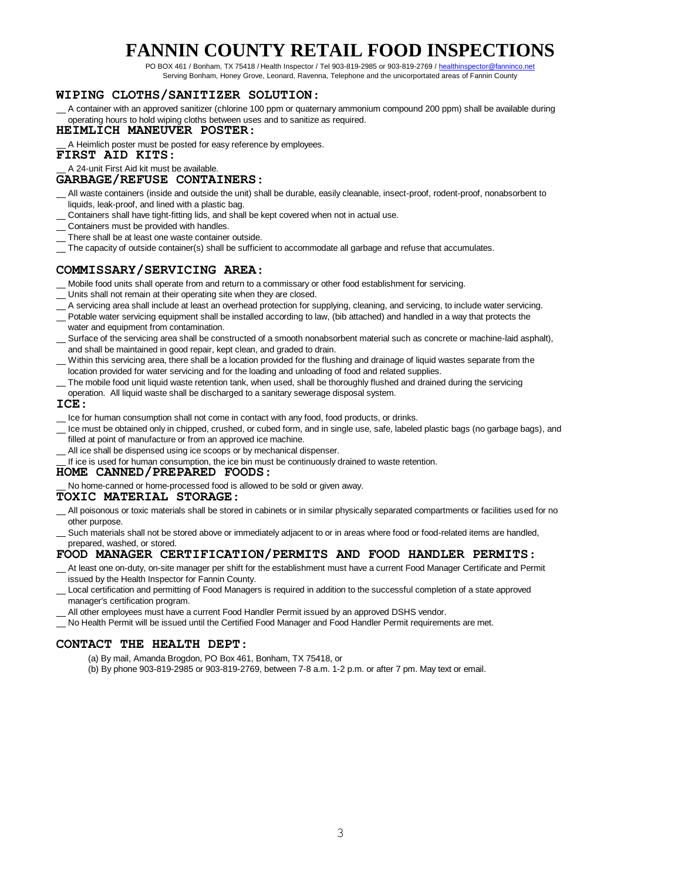# FANNIN COUNTY RETAIL FOOD INSPECTIONS

PO BOX 461 / Bonham, TX 75418 / Health Inspector / Tel 903-819-2985 or 903-819-2769 / healthinspector@fanninco.net
Serving Bonham, Honey Grove, Leonard, Ravenna, Telephone and the unicorportated areas of Fannin County

## WIPING CLOTHS/SANITIZER SOLUTION:

__ A container with an approved sanitizer (chlorine 100 ppm or quaternary ammonium compound 200 ppm) shall be available during operating hours to hold wiping cloths between uses and to sanitize as required.

## HEIMLICH MANEUVER POSTER:

__ A Heimlich poster must be posted for easy reference by employees.

## FIRST AID KITS:

__ A 24-unit First Aid kit must be available.

## GARBAGE/REFUSE CONTAINERS:

__ All waste containers (inside and outside the unit) shall be durable, easily cleanable, insect-proof, rodent-proof, nonabsorbent to liquids, leak-proof, and lined with a plastic bag.
__ Containers shall have tight-fitting lids, and shall be kept covered when not in actual use.
__ Containers must be provided with handles.
__ There shall be at least one waste container outside.
__ The capacity of outside container(s) shall be sufficient to accommodate all garbage and refuse that accumulates.

## COMMISSARY/SERVICING AREA:

__ Mobile food units shall operate from and return to a commissary or other food establishment for servicing.
__ Units shall not remain at their operating site when they are closed.
__ A servicing area shall include at least an overhead protection for supplying, cleaning, and servicing, to include water servicing.
__ Potable water servicing equipment shall be installed according to law, (bib attached) and handled in a way that protects the water and equipment from contamination.
__ Surface of the servicing area shall be constructed of a smooth nonabsorbent material such as concrete or machine-laid asphalt), and shall be maintained in good repair, kept clean, and graded to drain.
__ Within this servicing area, there shall be a location provided for the flushing and drainage of liquid wastes separate from the location provided for water servicing and for the loading and unloading of food and related supplies.
__ The mobile food unit liquid waste retention tank, when used, shall be thoroughly flushed and drained during the servicing operation. All liquid waste shall be discharged to a sanitary sewerage disposal system.

## ICE:

__ Ice for human consumption shall not come in contact with any food, food products, or drinks.
__ Ice must be obtained only in chipped, crushed, or cubed form, and in single use, safe, labeled plastic bags (no garbage bags), and filled at point of manufacture or from an approved ice machine.
__ All ice shall be dispensed using ice scoops or by mechanical dispenser.
__ If ice is used for human consumption, the ice bin must be continuously drained to waste retention.

## HOME CANNED/PREPARED FOODS:

__ No home-canned or home-processed food is allowed to be sold or given away.

## TOXIC MATERIAL STORAGE:

__ All poisonous or toxic materials shall be stored in cabinets or in similar physically separated compartments or facilities used for no other purpose.
__ Such materials shall not be stored above or immediately adjacent to or in areas where food or food-related items are handled, prepared, washed, or stored.

## FOOD MANAGER CERTIFICATION/PERMITS AND FOOD HANDLER PERMITS:

__ At least one on-duty, on-site manager per shift for the establishment must have a current Food Manager Certificate and Permit issued by the Health Inspector for Fannin County.
__ Local certification and permitting of Food Managers is required in addition to the successful completion of a state approved manager's certification program.
__ All other employees must have a current Food Handler Permit issued by an approved DSHS vendor.
__ No Health Permit will be issued until the Certified Food Manager and Food Handler Permit requirements are met.

## CONTACT THE HEALTH DEPT:

(a) By mail, Amanda Brogdon, PO Box 461, Bonham, TX 75418, or
(b) By phone 903-819-2985 or 903-819-2769, between 7-8 a.m. 1-2 p.m. or after 7 pm. May text or email.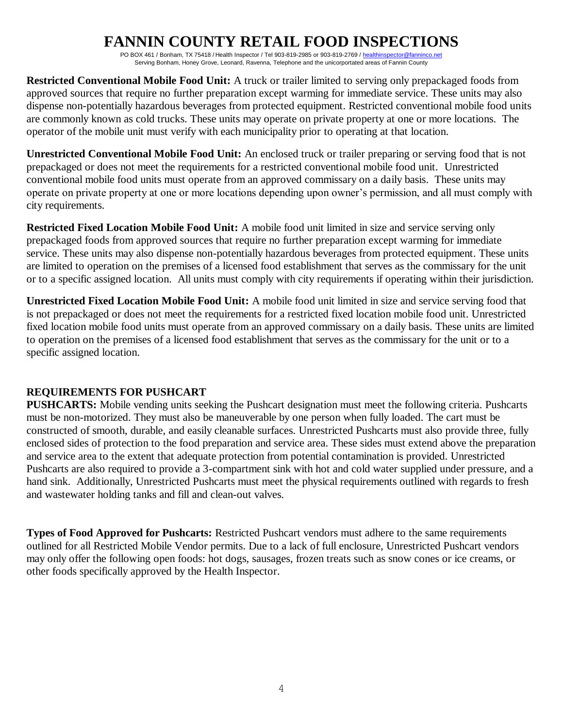# FANNIN COUNTY RETAIL FOOD INSPECTIONS

PO BOX 461 / Bonham, TX 75418 / Health Inspector / Tel 903-819-2985 or 903-819-2769 / healthinspector@fanninco.net
Serving Bonham, Honey Grove, Leonard, Ravenna, Telephone and the unicorportated areas of Fannin County

**Restricted Conventional Mobile Food Unit:** A truck or trailer limited to serving only prepackaged foods from approved sources that require no further preparation except warming for immediate service. These units may also dispense non-potentially hazardous beverages from protected equipment. Restricted conventional mobile food units are commonly known as cold trucks. These units may operate on private property at one or more locations. The operator of the mobile unit must verify with each municipality prior to operating at that location.

**Unrestricted Conventional Mobile Food Unit:** An enclosed truck or trailer preparing or serving food that is not prepackaged or does not meet the requirements for a restricted conventional mobile food unit. Unrestricted conventional mobile food units must operate from an approved commissary on a daily basis. These units may operate on private property at one or more locations depending upon owner's permission, and all must comply with city requirements.

**Restricted Fixed Location Mobile Food Unit:** A mobile food unit limited in size and service serving only prepackaged foods from approved sources that require no further preparation except warming for immediate service. These units may also dispense non-potentially hazardous beverages from protected equipment. These units are limited to operation on the premises of a licensed food establishment that serves as the commissary for the unit or to a specific assigned location. All units must comply with city requirements if operating within their jurisdiction.

**Unrestricted Fixed Location Mobile Food Unit:** A mobile food unit limited in size and service serving food that is not prepackaged or does not meet the requirements for a restricted fixed location mobile food unit. Unrestricted fixed location mobile food units must operate from an approved commissary on a daily basis. These units are limited to operation on the premises of a licensed food establishment that serves as the commissary for the unit or to a specific assigned location.

## REQUIREMENTS FOR PUSHCART

**PUSHCARTS:** Mobile vending units seeking the Pushcart designation must meet the following criteria. Pushcarts must be non-motorized. They must also be maneuverable by one person when fully loaded. The cart must be constructed of smooth, durable, and easily cleanable surfaces. Unrestricted Pushcarts must also provide three, fully enclosed sides of protection to the food preparation and service area. These sides must extend above the preparation and service area to the extent that adequate protection from potential contamination is provided. Unrestricted Pushcarts are also required to provide a 3-compartment sink with hot and cold water supplied under pressure, and a hand sink. Additionally, Unrestricted Pushcarts must meet the physical requirements outlined with regards to fresh and wastewater holding tanks and fill and clean-out valves.

**Types of Food Approved for Pushcarts:** Restricted Pushcart vendors must adhere to the same requirements outlined for all Restricted Mobile Vendor permits. Due to a lack of full enclosure, Unrestricted Pushcart vendors may only offer the following open foods: hot dogs, sausages, frozen treats such as snow cones or ice creams, or other foods specifically approved by the Health Inspector.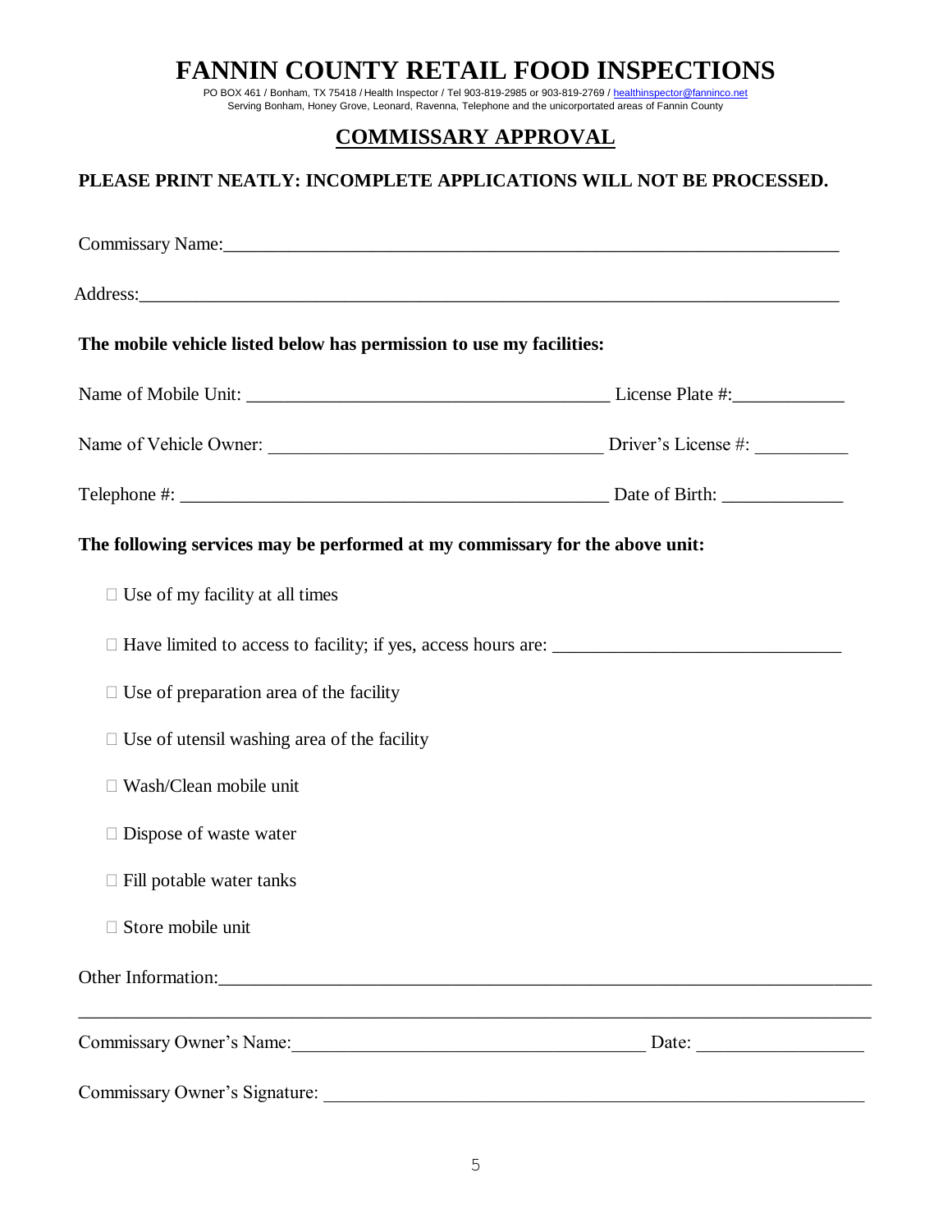# FANNIN COUNTY RETAIL FOOD INSPECTIONS

PO BOX 461 / Bonham, TX 75418 / Health Inspector / Tel 903-819-2985 or 903-819-2769 / healthinspector@fanninco.net
Serving Bonham, Honey Grove, Leonard, Ravenna, Telephone and the unicorportated areas of Fannin County

## COMMISSARY APPROVAL

**PLEASE PRINT NEATLY: INCOMPLETE APPLICATIONS WILL NOT BE PROCESSED.**

Commissary Name:_______________________________________________________________

Address:_______________________________________________________________________

**The mobile vehicle listed below has permission to use my facilities:**

Name of Mobile Unit: ____________________________________ License Plate #:____________

Name of Vehicle Owner: __________________________________ Driver's License #: __________

Telephone #: __________________________________________ Date of Birth: _____________

**The following services may be performed at my commissary for the above unit:**

- ☐ Use of my facility at all times
- ☐ Have limited to access to facility; if yes, access hours are: ______________________________
- ☐ Use of preparation area of the facility
- ☐ Use of utensil washing area of the facility
- ☐ Wash/Clean mobile unit
- ☐ Dispose of waste water
- ☐ Fill potable water tanks
- ☐ Store mobile unit

Other Information:_______________________________________________________________

_______________________________________________________________________________

Commissary Owner's Name:______________________________________ Date: _________________

Commissary Owner's Signature: ____________________________________________________